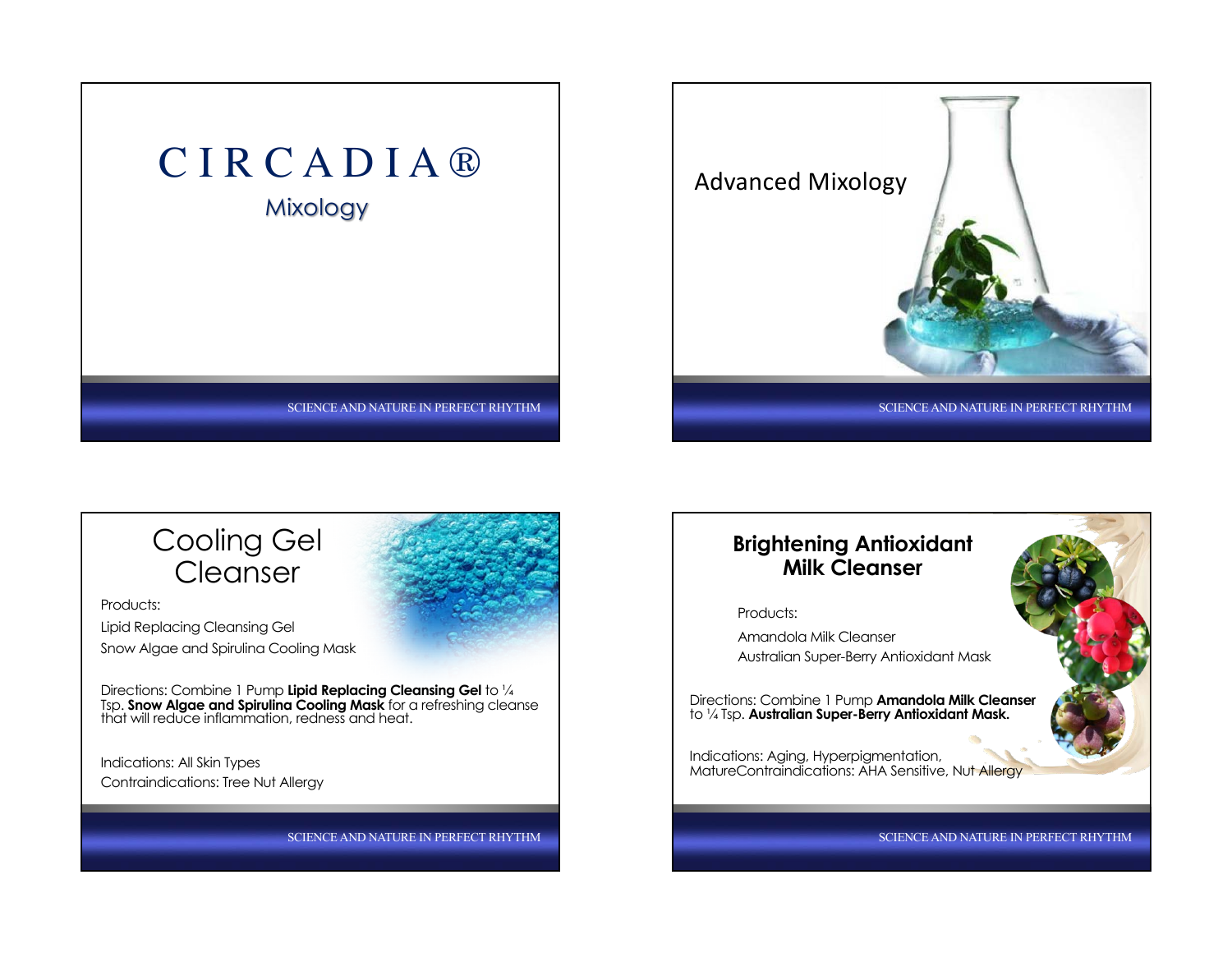# CIRCADIA®

## Mixology

## Advanced Mixology

## Cooling Gel Cleanser

Products:

Lipid Replacing Cleansing Gel

Snow Algae and Spirulina Cooling Mask

Directions: Combine 1 Pump **Lipid Replacing Cleansing Gel** to ¼ Tsp. **Snow Algae and Spirulina Cooling Mask** for a refreshing cleanse that will reduce inflammation, redness and heat.

Indications: All Skin Types

Contraindications: Tree Nut Allergy

## Brightening Antioxidant Milk Cleanser

Products:

Amandola Milk Cleanser

Australian Super-Berry Antioxidant Mask

Directions: Combine 1 Pump **Amandola Milk Cleanser** to ¼ Tsp. **Australian Super-Berry Antioxidant Mask.**

Indications: Aging, Hyperpigmentation, MatureContraindications: AHA Sensitive, Nut Allergy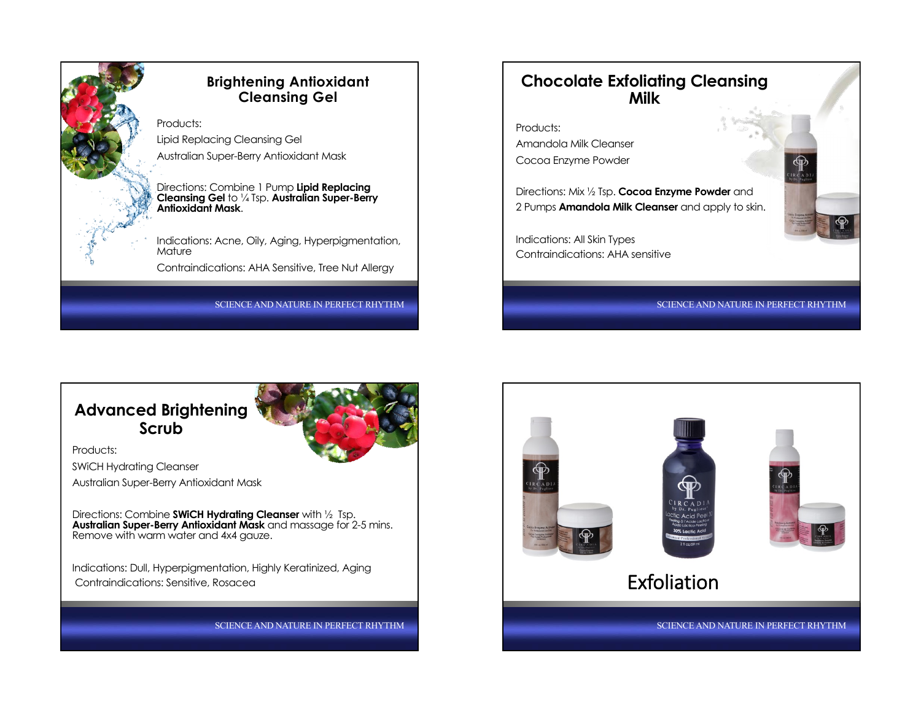## Brightening Antioxidant Cleansing Gel

Products:

Lipid Replacing Cleansing Gel

Australian Super-Berry Antioxidant Mask

Directions: Combine 1 Pump **Lipid Replacing Cleansing Gel** to ¼ Tsp. **Australian Super-Berry Antioxidant Mask**.

Indications: Acne, Oily, Aging, Hyperpigmentation, Mature

Contraindications: AHA Sensitive, Tree Nut Allergy

## Chocolate Exfoliating Cleansing Milk

Products:

Amandola Milk Cleanser

Cocoa Enzyme Powder

Directions: Mix ½ Tsp. **Cocoa Enzyme Powder** and 2 Pumps **Amandola Milk Cleanser** and apply to skin.

Indications: All Skin Types

Contraindications: AHA sensitive

## Advanced Brightening Scrub

Products:

SWiCH Hydrating Cleanser

Australian Super-Berry Antioxidant Mask

Directions: Combine **SWiCH Hydrating Cleanser** with ½ Tsp. **Australian Super-Berry Antioxidant Mask** and massage for 2-5 mins. Remove with warm water and 4x4 gauze.

Indications: Dull, Hyperpigmentation, Highly Keratinized, Aging

Contraindications: Sensitive, Rosacea

## Exfoliation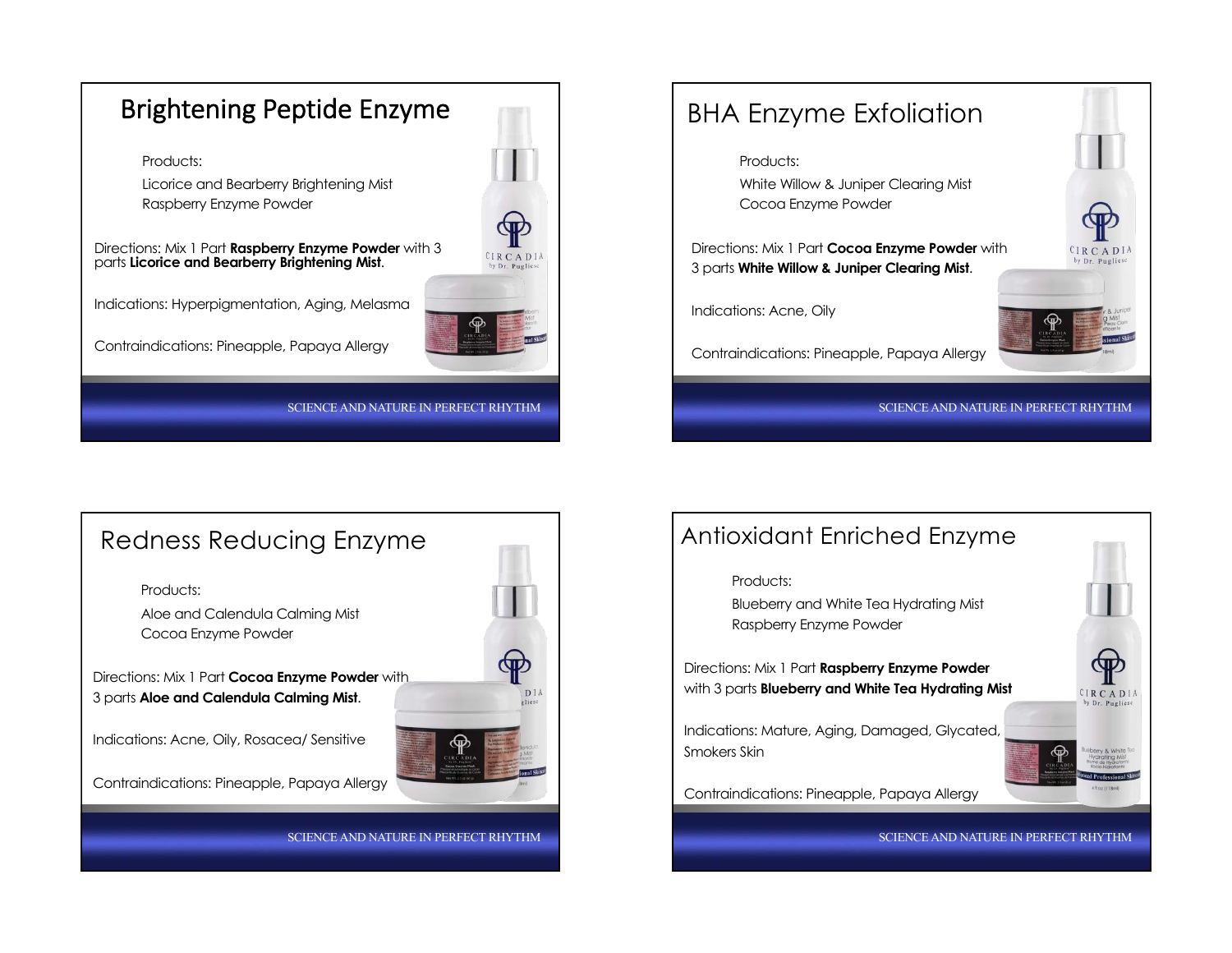## Brightening Peptide Enzyme

Products:

Licorice and Bearberry Brightening Mist
Raspberry Enzyme Powder

Directions: Mix 1 Part **Raspberry Enzyme Powder** with 3 parts **Licorice and Bearberry Brightening Mist**.

Indications: Hyperpigmentation, Aging, Melasma

Contraindications: Pineapple, Papaya Allergy

## BHA Enzyme Exfoliation

Products:

White Willow & Juniper Clearing Mist
Cocoa Enzyme Powder

Directions: Mix 1 Part **Cocoa Enzyme Powder** with 3 parts **White Willow & Juniper Clearing Mist**.

Indications: Acne, Oily

Contraindications: Pineapple, Papaya Allergy

## Redness Reducing Enzyme

Products:

Aloe and Calendula Calming Mist
Cocoa Enzyme Powder

Directions: Mix 1 Part **Cocoa Enzyme Powder** with 3 parts **Aloe and Calendula Calming Mist**.

Indications: Acne, Oily, Rosacea/ Sensitive

Contraindications: Pineapple, Papaya Allergy

## Antioxidant Enriched Enzyme

Products:

Blueberry and White Tea Hydrating Mist
Raspberry Enzyme Powder

Directions: Mix 1 Part **Raspberry Enzyme Powder** with 3 parts **Blueberry and White Tea Hydrating Mist**

Indications: Mature, Aging, Damaged, Glycated, Smokers Skin

Contraindications: Pineapple, Papaya Allergy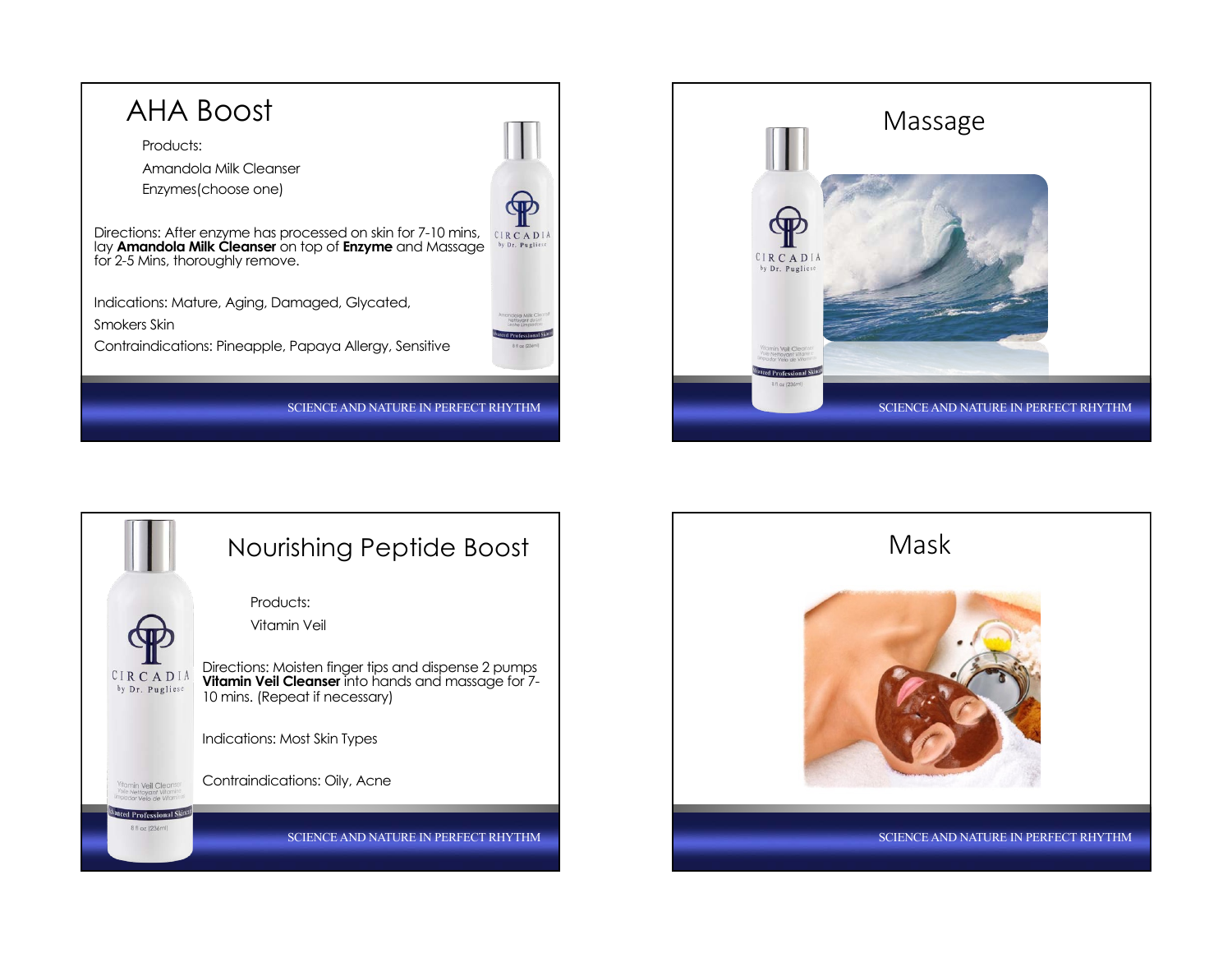## AHA Boost

Products:

Amandola Milk Cleanser

Enzymes(choose one)

Directions: After enzyme has processed on skin for 7-10 mins, lay **Amandola Milk Cleanser** on top of **Enzyme** and Massage for 2-5 Mins, thoroughly remove.

Indications: Mature, Aging, Damaged, Glycated, Smokers Skin

Contraindications: Pineapple, Papaya Allergy, Sensitive

SCIENCE AND NATURE IN PERFECT RHYTHM

## Massage

SCIENCE AND NATURE IN PERFECT RHYTHM

## Nourishing Peptide Boost

Products:

Vitamin Veil

Directions: Moisten finger tips and dispense 2 pumps **Vitamin Veil Cleanser** into hands and massage for 7-10 mins. (Repeat if necessary)

Indications: Most Skin Types

Contraindications: Oily, Acne

SCIENCE AND NATURE IN PERFECT RHYTHM

## Mask

SCIENCE AND NATURE IN PERFECT RHYTHM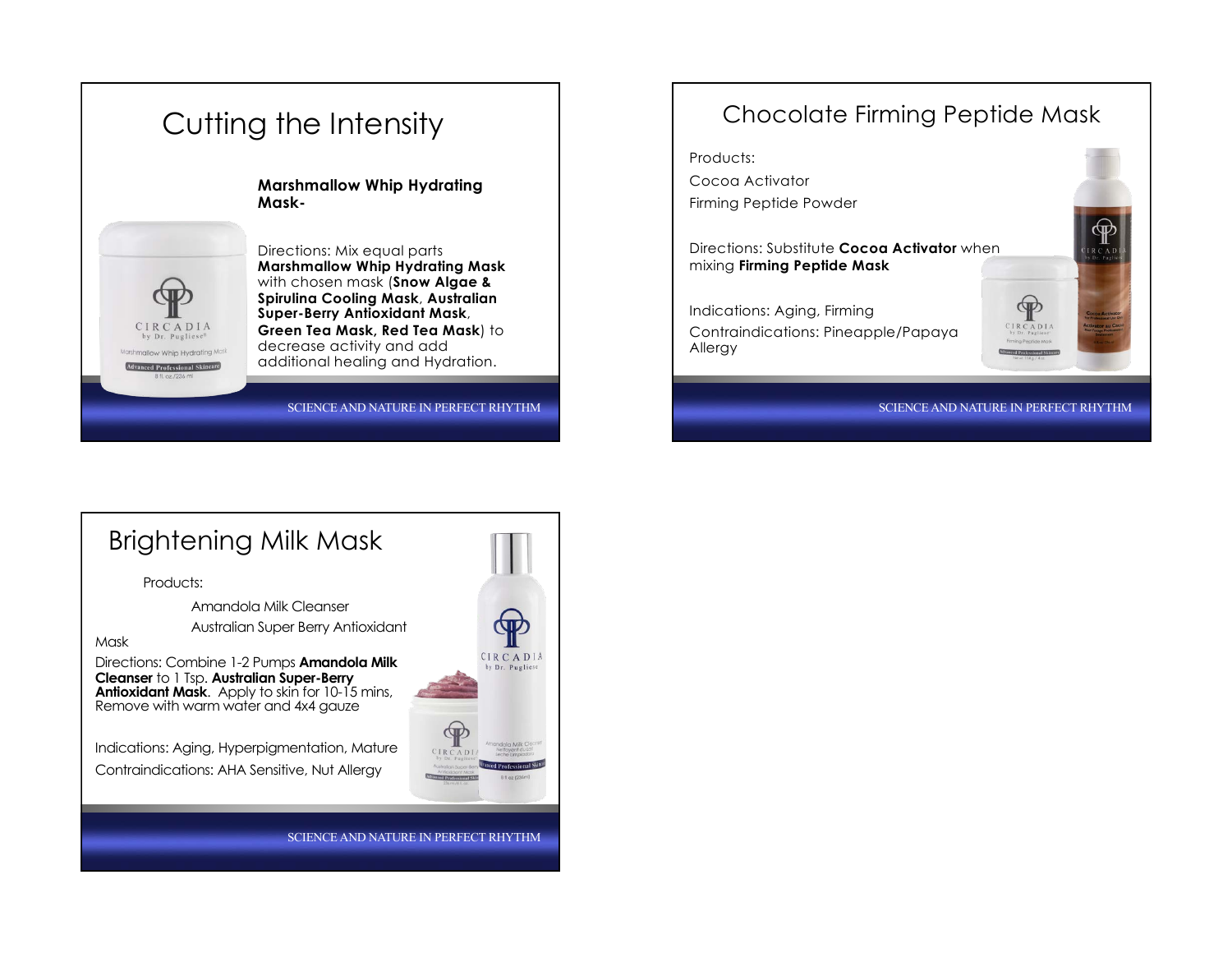## Cutting the Intensity

**Marshmallow Whip Hydrating Mask-**

Directions: Mix equal parts **Marshmallow Whip Hydrating Mask** with chosen mask (**Snow Algae & Spirulina Cooling Mask**, **Australian Super-Berry Antioxidant Mask**, **Green Tea Mask, Red Tea Mask**) to decrease activity and add additional healing and Hydration.

SCIENCE AND NATURE IN PERFECT RHYTHM

## Chocolate Firming Peptide Mask

Products:

Cocoa Activator

Firming Peptide Powder

Directions: Substitute **Cocoa Activator** when mixing **Firming Peptide Mask**

Indications: Aging, Firming

Contraindications: Pineapple/Papaya Allergy

SCIENCE AND NATURE IN PERFECT RHYTHM

## Brightening Milk Mask

Products:

Amandola Milk Cleanser

Australian Super Berry Antioxidant Mask

Directions: Combine 1-2 Pumps **Amandola Milk Cleanser** to 1 Tsp. **Australian Super-Berry Antioxidant Mask**. Apply to skin for 10-15 mins, Remove with warm water and 4x4 gauze

Indications: Aging, Hyperpigmentation, Mature

Contraindications: AHA Sensitive, Nut Allergy

SCIENCE AND NATURE IN PERFECT RHYTHM